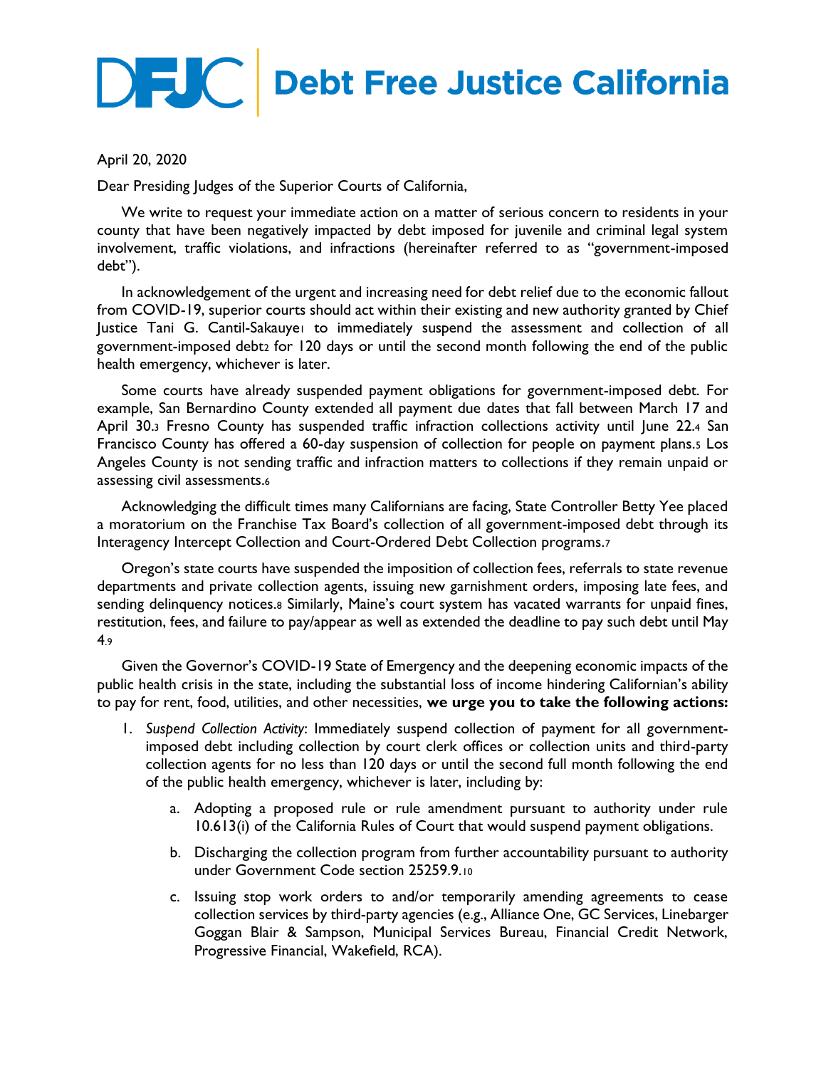# DFJC | Debt Free Justice California

April 20, 2020

Dear Presiding Judges of the Superior Courts of California,

We write to request your immediate action on a matter of serious concern to residents in your county that have been negatively impacted by debt imposed for juvenile and criminal legal system involvement, traffic violations, and infractions (hereinafter referred to as "government-imposed debt").

In acknowledgement of the urgent and increasing need for debt relief due to the economic fallout from COVID-19, superior courts should act within their existing and new authority granted by Chief Justice Tani G. Cantil-Sakauye[1] to immediately suspend the assessment and collection of all government-imposed debt[2] for 120 days or until the second month following the end of the public health emergency, whichever is later.

Some courts have already suspended payment obligations for government-imposed debt. For example, San Bernardino County extended all payment due dates that fall between March 17 and April 30.[3] Fresno County has suspended traffic infraction collections activity until June 22.[4] San Francisco County has offered a 60-day suspension of collection for people on payment plans.[5] Los Angeles County is not sending traffic and infraction matters to collections if they remain unpaid or assessing civil assessments.[6]

Acknowledging the difficult times many Californians are facing, State Controller Betty Yee placed a moratorium on the Franchise Tax Board's collection of all government-imposed debt through its Interagency Intercept Collection and Court-Ordered Debt Collection programs.[7]

Oregon's state courts have suspended the imposition of collection fees, referrals to state revenue departments and private collection agents, issuing new garnishment orders, imposing late fees, and sending delinquency notices.[8] Similarly, Maine's court system has vacated warrants for unpaid fines, restitution, fees, and failure to pay/appear as well as extended the deadline to pay such debt until May 4.[9]

Given the Governor's COVID-19 State of Emergency and the deepening economic impacts of the public health crisis in the state, including the substantial loss of income hindering Californian's ability to pay for rent, food, utilities, and other necessities, **we urge you to take the following actions:**

1. *Suspend Collection Activity*: Immediately suspend collection of payment for all government-imposed debt including collection by court clerk offices or collection units and third-party collection agents for no less than 120 days or until the second full month following the end of the public health emergency, whichever is later, including by:

   a. Adopting a proposed rule or rule amendment pursuant to authority under rule 10.613(i) of the California Rules of Court that would suspend payment obligations.

   b. Discharging the collection program from further accountability pursuant to authority under Government Code section 25259.9.[10]

   c. Issuing stop work orders to and/or temporarily amending agreements to cease collection services by third-party agencies (e.g., Alliance One, GC Services, Linebarger Goggan Blair & Sampson, Municipal Services Bureau, Financial Credit Network, Progressive Financial, Wakefield, RCA).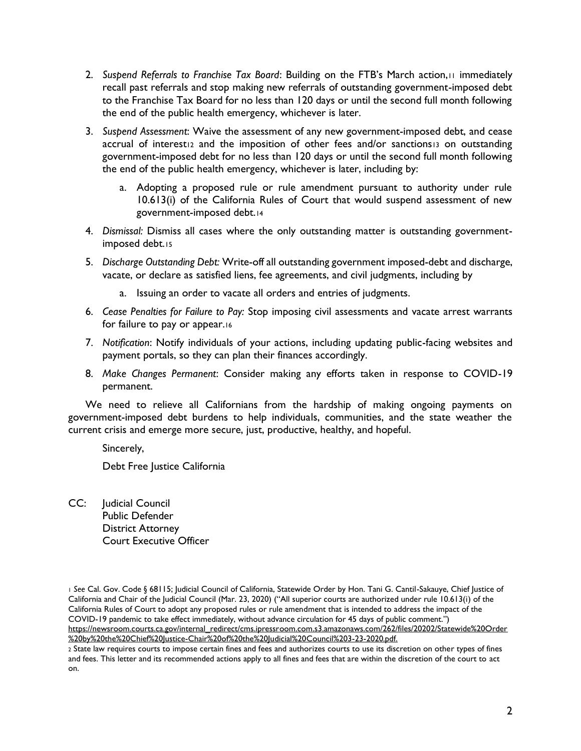2. *Suspend Referrals to Franchise Tax Board*: Building on the FTB's March action,[11] immediately recall past referrals and stop making new referrals of outstanding government-imposed debt to the Franchise Tax Board for no less than 120 days or until the second full month following the end of the public health emergency, whichever is later.

3. *Suspend Assessment*: Waive the assessment of any new government-imposed debt, and cease accrual of interest[12] and the imposition of other fees and/or sanctions[13] on outstanding government-imposed debt for no less than 120 days or until the second full month following the end of the public health emergency, whichever is later, including by:

   a. Adopting a proposed rule or rule amendment pursuant to authority under rule 10.613(i) of the California Rules of Court that would suspend assessment of new government-imposed debt.[14]

4. *Dismissal:* Dismiss all cases where the only outstanding matter is outstanding government-imposed debt.[15]

5. *Discharge Outstanding Debt:* Write-off all outstanding government imposed-debt and discharge, vacate, or declare as satisfied liens, fee agreements, and civil judgments, including by

   a. Issuing an order to vacate all orders and entries of judgments.

6. *Cease Penalties for Failure to Pay:* Stop imposing civil assessments and vacate arrest warrants for failure to pay or appear.[16]

7. *Notification*: Notify individuals of your actions, including updating public-facing websites and payment portals, so they can plan their finances accordingly.

8. *Make Changes Permanent*: Consider making any efforts taken in response to COVID-19 permanent.

We need to relieve all Californians from the hardship of making ongoing payments on government-imposed debt burdens to help individuals, communities, and the state weather the current crisis and emerge more secure, just, productive, healthy, and hopeful.

Sincerely,

Debt Free Justice California

CC: Judicial Council
Public Defender
District Attorney
Court Executive Officer

[1] *See* Cal. Gov. Code § 68115; Judicial Council of California, Statewide Order by Hon. Tani G. Cantil-Sakauye, Chief Justice of California and Chair of the Judicial Council (Mar. 23, 2020) ("All superior courts are authorized under rule 10.613(i) of the California Rules of Court to adopt any proposed rules or rule amendment that is intended to address the impact of the COVID-19 pandemic to take effect immediately, without advance circulation for 45 days of public comment.") https://newsroom.courts.ca.gov/internal_redirect/cms.ipressroom.com.s3.amazonaws.com/262/files/20202/Statewide%20Order%20by%20the%20Chief%20Justice-Chair%20of%20the%20Judicial%20Council%203-23-2020.pdf.

[2] State law requires courts to impose certain fines and fees and authorizes courts to use its discretion on other types of fines and fees. This letter and its recommended actions apply to all fines and fees that are within the discretion of the court to act on.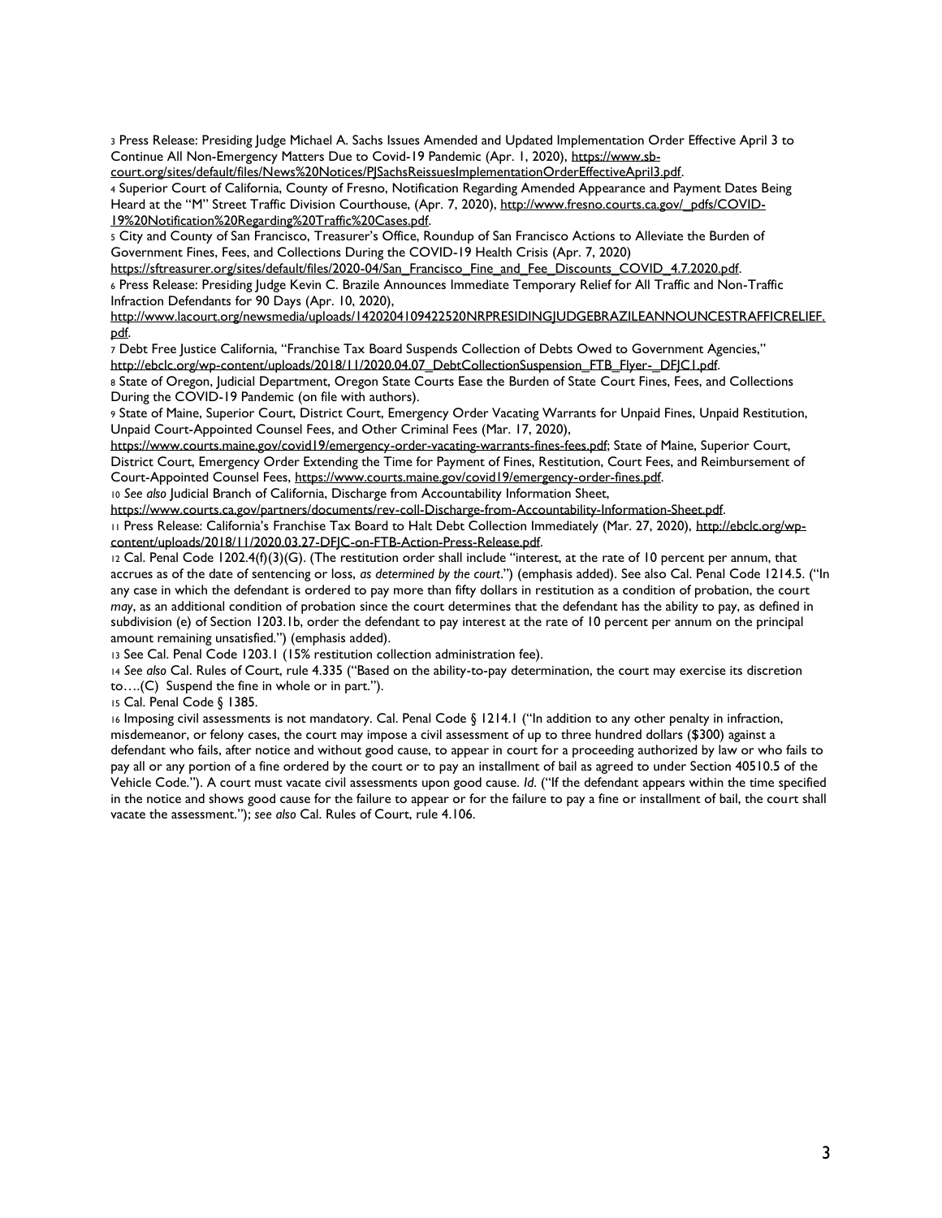3 Press Release: Presiding Judge Michael A. Sachs Issues Amended and Updated Implementation Order Effective April 3 to Continue All Non-Emergency Matters Due to Covid-19 Pandemic (Apr. 1, 2020), https://www.sb-court.org/sites/default/files/News%20Notices/PJSachsReissuesImplementationOrderEffectiveApril3.pdf.

4 Superior Court of California, County of Fresno, Notification Regarding Amended Appearance and Payment Dates Being Heard at the "M" Street Traffic Division Courthouse, (Apr. 7, 2020), http://www.fresno.courts.ca.gov/_pdfs/COVID-19%20Notification%20Regarding%20Traffic%20Cases.pdf.

5 City and County of San Francisco, Treasurer's Office, Roundup of San Francisco Actions to Alleviate the Burden of Government Fines, Fees, and Collections During the COVID-19 Health Crisis (Apr. 7, 2020) https://sftreasurer.org/sites/default/files/2020-04/San_Francisco_Fine_and_Fee_Discounts_COVID_4.7.2020.pdf.

6 Press Release: Presiding Judge Kevin C. Brazile Announces Immediate Temporary Relief for All Traffic and Non-Traffic Infraction Defendants for 90 Days (Apr. 10, 2020), http://www.lacourt.org/newsmedia/uploads/1420204109422520NRPRESIDINGJUDGEBRAZILEANNOUNCESTRAFFICRELIEF.pdf.

7 Debt Free Justice California, "Franchise Tax Board Suspends Collection of Debts Owed to Government Agencies," http://ebclc.org/wp-content/uploads/2018/11/2020.04.07_DebtCollectionSuspension_FTB_Flyer-_DFJC1.pdf.

8 State of Oregon, Judicial Department, Oregon State Courts Ease the Burden of State Court Fines, Fees, and Collections During the COVID-19 Pandemic (on file with authors).

9 State of Maine, Superior Court, District Court, Emergency Order Vacating Warrants for Unpaid Fines, Unpaid Restitution, Unpaid Court-Appointed Counsel Fees, and Other Criminal Fees (Mar. 17, 2020), https://www.courts.maine.gov/covid19/emergency-order-vacating-warrants-fines-fees.pdf; State of Maine, Superior Court, District Court, Emergency Order Extending the Time for Payment of Fines, Restitution, Court Fees, and Reimbursement of Court-Appointed Counsel Fees, https://www.courts.maine.gov/covid19/emergency-order-fines.pdf.

10 *See also* Judicial Branch of California, Discharge from Accountability Information Sheet, https://www.courts.ca.gov/partners/documents/rev-coll-Discharge-from-Accountability-Information-Sheet.pdf.

11 Press Release: California's Franchise Tax Board to Halt Debt Collection Immediately (Mar. 27, 2020), http://ebclc.org/wp-content/uploads/2018/11/2020.03.27-DFJC-on-FTB-Action-Press-Release.pdf.

12 Cal. Penal Code 1202.4(f)(3)(G). (The restitution order shall include "interest, at the rate of 10 percent per annum, that accrues as of the date of sentencing or loss, *as determined by the court*.") (emphasis added). See also Cal. Penal Code 1214.5. ("In any case in which the defendant is ordered to pay more than fifty dollars in restitution as a condition of probation, the court *may*, as an additional condition of probation since the court determines that the defendant has the ability to pay, as defined in subdivision (e) of Section 1203.1b, order the defendant to pay interest at the rate of 10 percent per annum on the principal amount remaining unsatisfied.") (emphasis added).

13 See Cal. Penal Code 1203.1 (15% restitution collection administration fee).

14 *See also* Cal. Rules of Court, rule 4.335 ("Based on the ability-to-pay determination, the court may exercise its discretion to….(C) Suspend the fine in whole or in part.").

15 Cal. Penal Code § 1385.

16 Imposing civil assessments is not mandatory. Cal. Penal Code § 1214.1 ("In addition to any other penalty in infraction, misdemeanor, or felony cases, the court may impose a civil assessment of up to three hundred dollars ($300) against a defendant who fails, after notice and without good cause, to appear in court for a proceeding authorized by law or who fails to pay all or any portion of a fine ordered by the court or to pay an installment of bail as agreed to under Section 40510.5 of the Vehicle Code."). A court must vacate civil assessments upon good cause. *Id.* ("If the defendant appears within the time specified in the notice and shows good cause for the failure to appear or for the failure to pay a fine or installment of bail, the court shall vacate the assessment."); *see also* Cal. Rules of Court, rule 4.106.